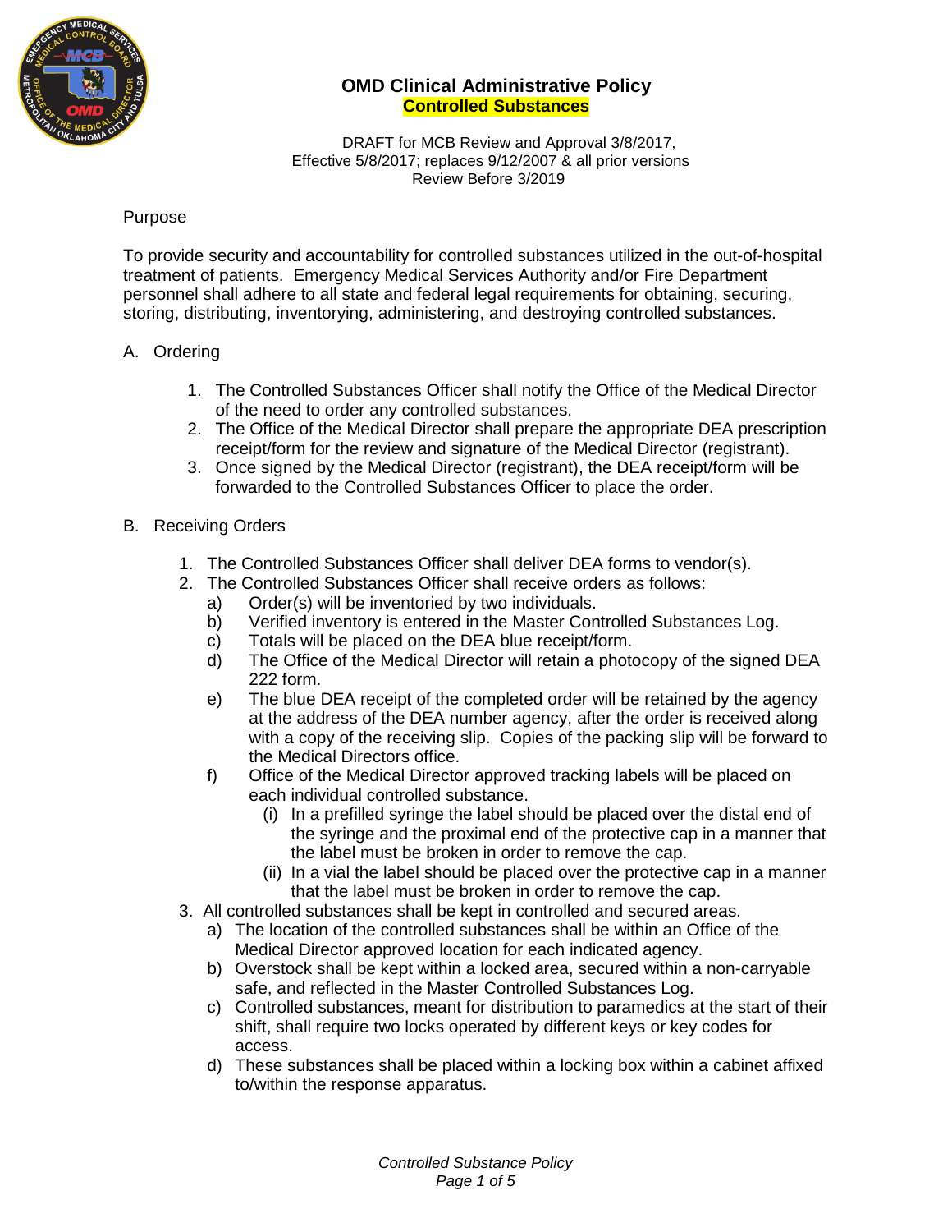# OMD Clinical Administrative Policy

## Controlled Substances

DRAFT for MCB Review and Approval 3/8/2017,
Effective 5/8/2017; replaces 9/12/2007 & all prior versions
Review Before 3/2019

Purpose

To provide security and accountability for controlled substances utilized in the out-of-hospital treatment of patients. Emergency Medical Services Authority and/or Fire Department personnel shall adhere to all state and federal legal requirements for obtaining, securing, storing, distributing, inventorying, administering, and destroying controlled substances.

A. Ordering

1. The Controlled Substances Officer shall notify the Office of the Medical Director of the need to order any controlled substances.
2. The Office of the Medical Director shall prepare the appropriate DEA prescription receipt/form for the review and signature of the Medical Director (registrant).
3. Once signed by the Medical Director (registrant), the DEA receipt/form will be forwarded to the Controlled Substances Officer to place the order.

B. Receiving Orders

1. The Controlled Substances Officer shall deliver DEA forms to vendor(s).
2. The Controlled Substances Officer shall receive orders as follows:
   - a) Order(s) will be inventoried by two individuals.
   - b) Verified inventory is entered in the Master Controlled Substances Log.
   - c) Totals will be placed on the DEA blue receipt/form.
   - d) The Office of the Medical Director will retain a photocopy of the signed DEA 222 form.
   - e) The blue DEA receipt of the completed order will be retained by the agency at the address of the DEA number agency, after the order is received along with a copy of the receiving slip. Copies of the packing slip will be forward to the Medical Directors office.
   - f) Office of the Medical Director approved tracking labels will be placed on each individual controlled substance.
     - (i) In a prefilled syringe the label should be placed over the distal end of the syringe and the proximal end of the protective cap in a manner that the label must be broken in order to remove the cap.
     - (ii) In a vial the label should be placed over the protective cap in a manner that the label must be broken in order to remove the cap.
3. All controlled substances shall be kept in controlled and secured areas.
   - a) The location of the controlled substances shall be within an Office of the Medical Director approved location for each indicated agency.
   - b) Overstock shall be kept within a locked area, secured within a non-carryable safe, and reflected in the Master Controlled Substances Log.
   - c) Controlled substances, meant for distribution to paramedics at the start of their shift, shall require two locks operated by different keys or key codes for access.
   - d) These substances shall be placed within a locking box within a cabinet affixed to/within the response apparatus.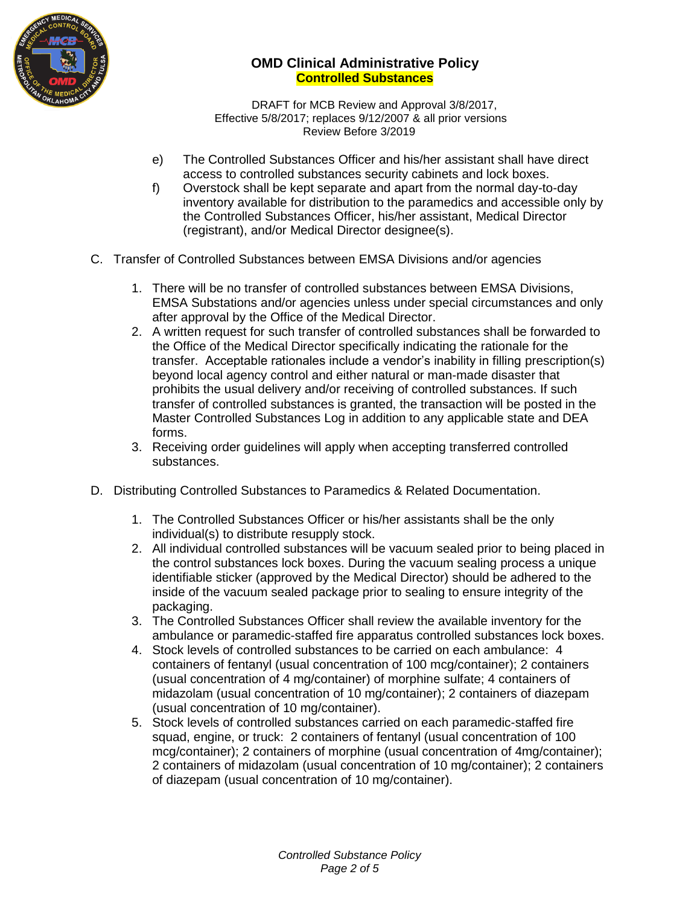e) The Controlled Substances Officer and his/her assistant shall have direct access to controlled substances security cabinets and lock boxes.

f) Overstock shall be kept separate and apart from the normal day-to-day inventory available for distribution to the paramedics and accessible only by the Controlled Substances Officer, his/her assistant, Medical Director (registrant), and/or Medical Director designee(s).

C. Transfer of Controlled Substances between EMSA Divisions and/or agencies

1. There will be no transfer of controlled substances between EMSA Divisions, EMSA Substations and/or agencies unless under special circumstances and only after approval by the Office of the Medical Director.
2. A written request for such transfer of controlled substances shall be forwarded to the Office of the Medical Director specifically indicating the rationale for the transfer. Acceptable rationales include a vendor's inability in filling prescription(s) beyond local agency control and either natural or man-made disaster that prohibits the usual delivery and/or receiving of controlled substances. If such transfer of controlled substances is granted, the transaction will be posted in the Master Controlled Substances Log in addition to any applicable state and DEA forms.
3. Receiving order guidelines will apply when accepting transferred controlled substances.

D. Distributing Controlled Substances to Paramedics & Related Documentation.

1. The Controlled Substances Officer or his/her assistants shall be the only individual(s) to distribute resupply stock.
2. All individual controlled substances will be vacuum sealed prior to being placed in the control substances lock boxes. During the vacuum sealing process a unique identifiable sticker (approved by the Medical Director) should be adhered to the inside of the vacuum sealed package prior to sealing to ensure integrity of the packaging.
3. The Controlled Substances Officer shall review the available inventory for the ambulance or paramedic-staffed fire apparatus controlled substances lock boxes.
4. Stock levels of controlled substances to be carried on each ambulance: 4 containers of fentanyl (usual concentration of 100 mcg/container); 2 containers (usual concentration of 4 mg/container) of morphine sulfate; 4 containers of midazolam (usual concentration of 10 mg/container); 2 containers of diazepam (usual concentration of 10 mg/container).
5. Stock levels of controlled substances carried on each paramedic-staffed fire squad, engine, or truck: 2 containers of fentanyl (usual concentration of 100 mcg/container); 2 containers of morphine (usual concentration of 4mg/container); 2 containers of midazolam (usual concentration of 10 mg/container); 2 containers of diazepam (usual concentration of 10 mg/container).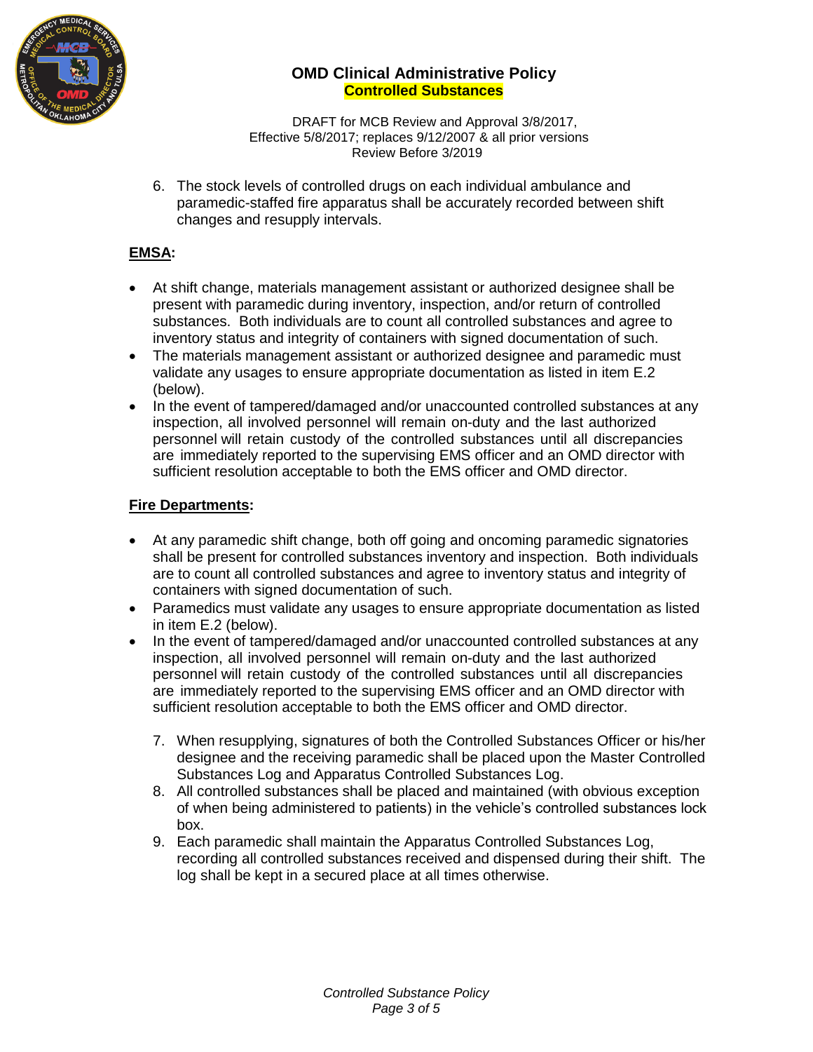6. The stock levels of controlled drugs on each individual ambulance and paramedic-staffed fire apparatus shall be accurately recorded between shift changes and resupply intervals.

**EMSA:**

- At shift change, materials management assistant or authorized designee shall be present with paramedic during inventory, inspection, and/or return of controlled substances. Both individuals are to count all controlled substances and agree to inventory status and integrity of containers with signed documentation of such.
- The materials management assistant or authorized designee and paramedic must validate any usages to ensure appropriate documentation as listed in item E.2 (below).
- In the event of tampered/damaged and/or unaccounted controlled substances at any inspection, all involved personnel will remain on-duty and the last authorized personnel will retain custody of the controlled substances until all discrepancies are immediately reported to the supervising EMS officer and an OMD director with sufficient resolution acceptable to both the EMS officer and OMD director.

**Fire Departments:**

- At any paramedic shift change, both off going and oncoming paramedic signatories shall be present for controlled substances inventory and inspection. Both individuals are to count all controlled substances and agree to inventory status and integrity of containers with signed documentation of such.
- Paramedics must validate any usages to ensure appropriate documentation as listed in item E.2 (below).
- In the event of tampered/damaged and/or unaccounted controlled substances at any inspection, all involved personnel will remain on-duty and the last authorized personnel will retain custody of the controlled substances until all discrepancies are immediately reported to the supervising EMS officer and an OMD director with sufficient resolution acceptable to both the EMS officer and OMD director.

7. When resupplying, signatures of both the Controlled Substances Officer or his/her designee and the receiving paramedic shall be placed upon the Master Controlled Substances Log and Apparatus Controlled Substances Log.
8. All controlled substances shall be placed and maintained (with obvious exception of when being administered to patients) in the vehicle's controlled substances lock box.
9. Each paramedic shall maintain the Apparatus Controlled Substances Log, recording all controlled substances received and dispensed during their shift. The log shall be kept in a secured place at all times otherwise.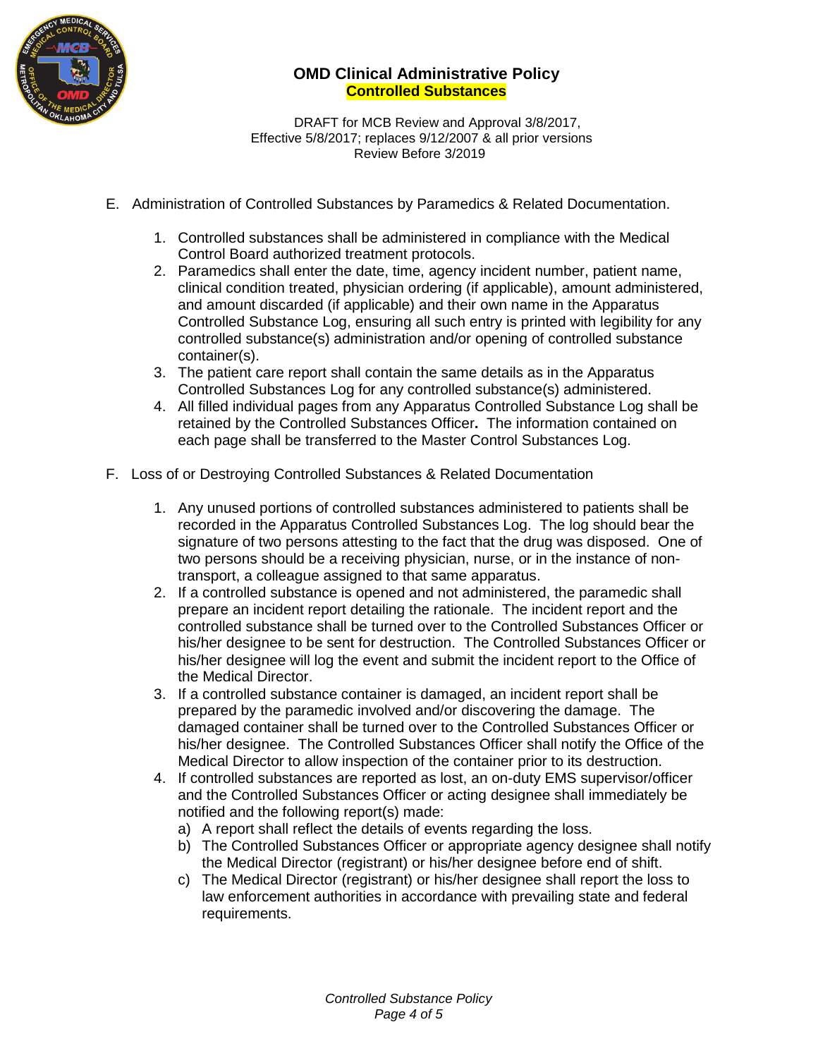E. Administration of Controlled Substances by Paramedics & Related Documentation.

1. Controlled substances shall be administered in compliance with the Medical Control Board authorized treatment protocols.
2. Paramedics shall enter the date, time, agency incident number, patient name, clinical condition treated, physician ordering (if applicable), amount administered, and amount discarded (if applicable) and their own name in the Apparatus Controlled Substance Log, ensuring all such entry is printed with legibility for any controlled substance(s) administration and/or opening of controlled substance container(s).
3. The patient care report shall contain the same details as in the Apparatus Controlled Substances Log for any controlled substance(s) administered.
4. All filled individual pages from any Apparatus Controlled Substance Log shall be retained by the Controlled Substances Officer**.** The information contained on each page shall be transferred to the Master Control Substances Log.

F. Loss of or Destroying Controlled Substances & Related Documentation

1. Any unused portions of controlled substances administered to patients shall be recorded in the Apparatus Controlled Substances Log. The log should bear the signature of two persons attesting to the fact that the drug was disposed. One of two persons should be a receiving physician, nurse, or in the instance of non-transport, a colleague assigned to that same apparatus.
2. If a controlled substance is opened and not administered, the paramedic shall prepare an incident report detailing the rationale. The incident report and the controlled substance shall be turned over to the Controlled Substances Officer or his/her designee to be sent for destruction. The Controlled Substances Officer or his/her designee will log the event and submit the incident report to the Office of the Medical Director.
3. If a controlled substance container is damaged, an incident report shall be prepared by the paramedic involved and/or discovering the damage. The damaged container shall be turned over to the Controlled Substances Officer or his/her designee. The Controlled Substances Officer shall notify the Office of the Medical Director to allow inspection of the container prior to its destruction.
4. If controlled substances are reported as lost, an on-duty EMS supervisor/officer and the Controlled Substances Officer or acting designee shall immediately be notified and the following report(s) made:
   a) A report shall reflect the details of events regarding the loss.
   b) The Controlled Substances Officer or appropriate agency designee shall notify the Medical Director (registrant) or his/her designee before end of shift.
   c) The Medical Director (registrant) or his/her designee shall report the loss to law enforcement authorities in accordance with prevailing state and federal requirements.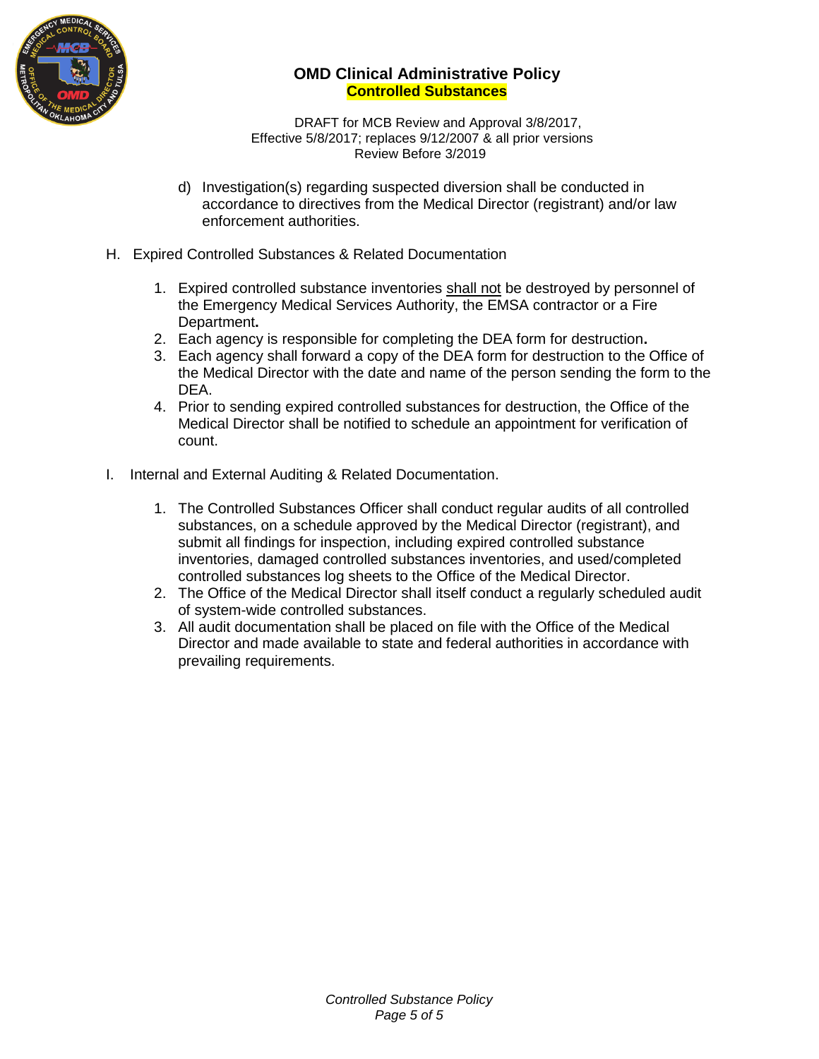d) Investigation(s) regarding suspected diversion shall be conducted in accordance to directives from the Medical Director (registrant) and/or law enforcement authorities.

H. Expired Controlled Substances & Related Documentation

1. Expired controlled substance inventories shall not be destroyed by personnel of the Emergency Medical Services Authority, the EMSA contractor or a Fire Department.
2. Each agency is responsible for completing the DEA form for destruction.
3. Each agency shall forward a copy of the DEA form for destruction to the Office of the Medical Director with the date and name of the person sending the form to the DEA.
4. Prior to sending expired controlled substances for destruction, the Office of the Medical Director shall be notified to schedule an appointment for verification of count.

I. Internal and External Auditing & Related Documentation.

1. The Controlled Substances Officer shall conduct regular audits of all controlled substances, on a schedule approved by the Medical Director (registrant), and submit all findings for inspection, including expired controlled substance inventories, damaged controlled substances inventories, and used/completed controlled substances log sheets to the Office of the Medical Director.
2. The Office of the Medical Director shall itself conduct a regularly scheduled audit of system-wide controlled substances.
3. All audit documentation shall be placed on file with the Office of the Medical Director and made available to state and federal authorities in accordance with prevailing requirements.